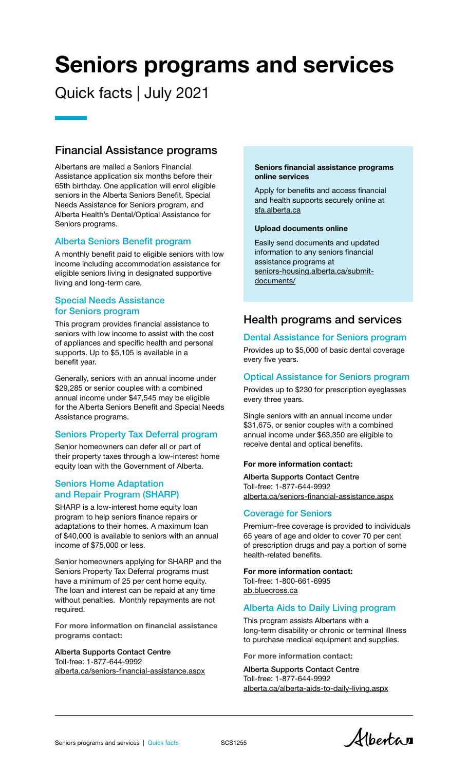# Seniors programs and services

Quick facts | July 2021

## Financial Assistance programs

Albertans are mailed a Seniors Financial Assistance application six months before their 65th birthday. One application will enrol eligible seniors in the Alberta Seniors Benefit, Special Needs Assistance for Seniors program, and Alberta Health's Dental/Optical Assistance for Seniors programs.

### Alberta Seniors Benefit program

A monthly benefit paid to eligible seniors with low income including accommodation assistance for eligible seniors living in designated supportive living and long-term care.

### Special Needs Assistance for Seniors program

This program provides financial assistance to seniors with low income to assist with the cost of appliances and specific health and personal supports. Up to $5,105 is available in a benefit year.

Generally, seniors with an annual income under $29,285 or senior couples with a combined annual income under $47,545 may be eligible for the Alberta Seniors Benefit and Special Needs Assistance programs.

### Seniors Property Tax Deferral program

Senior homeowners can defer all or part of their property taxes through a low-interest home equity loan with the Government of Alberta.

### Seniors Home Adaptation and Repair Program (SHARP)

SHARP is a low-interest home equity loan program to help seniors finance repairs or adaptations to their homes. A maximum loan of $40,000 is available to seniors with an annual income of $75,000 or less.

Senior homeowners applying for SHARP and the Seniors Property Tax Deferral programs must have a minimum of 25 per cent home equity. The loan and interest can be repaid at any time without penalties. Monthly repayments are not required.

**For more information on financial assistance programs contact:**

Alberta Supports Contact Centre
Toll-free: 1-877-644-9992
alberta.ca/seniors-financial-assistance.aspx

**Seniors financial assistance programs online services**

Apply for benefits and access financial and health supports securely online at sfa.alberta.ca

**Upload documents online**

Easily send documents and updated information to any seniors financial assistance programs at seniors-housing.alberta.ca/submit-documents/

## Health programs and services

### Dental Assistance for Seniors program

Provides up to $5,000 of basic dental coverage every five years.

### Optical Assistance for Seniors program

Provides up to $230 for prescription eyeglasses every three years.

Single seniors with an annual income under $31,675, or senior couples with a combined annual income under $63,350 are eligible to receive dental and optical benefits.

**For more information contact:**

Alberta Supports Contact Centre
Toll-free: 1-877-644-9992
alberta.ca/seniors-financial-assistance.aspx

### Coverage for Seniors

Premium-free coverage is provided to individuals 65 years of age and older to cover 70 per cent of prescription drugs and pay a portion of some health-related benefits.

**For more information contact:**
Toll-free: 1-800-661-6995
ab.bluecross.ca

### Alberta Aids to Daily Living program

This program assists Albertans with a long-term disability or chronic or terminal illness to purchase medical equipment and supplies.

**For more information contact:**

Alberta Supports Contact Centre
Toll-free: 1-877-644-9992
alberta.ca/alberta-aids-to-daily-living.aspx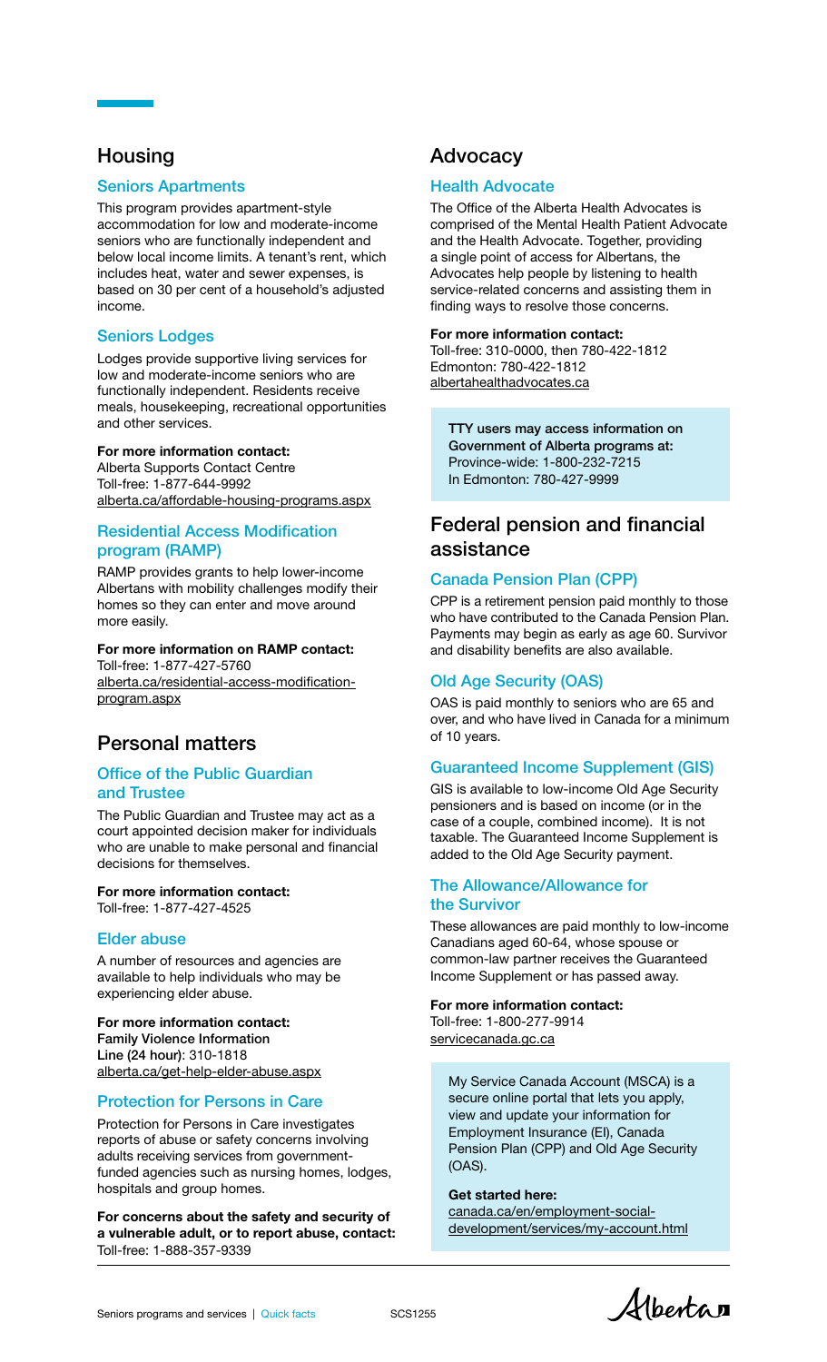## Housing

### Seniors Apartments

This program provides apartment-style accommodation for low and moderate-income seniors who are functionally independent and below local income limits. A tenant's rent, which includes heat, water and sewer expenses, is based on 30 per cent of a household's adjusted income.

### Seniors Lodges

Lodges provide supportive living services for low and moderate-income seniors who are functionally independent. Residents receive meals, housekeeping, recreational opportunities and other services.

**For more information contact:**
Alberta Supports Contact Centre
Toll-free: 1-877-644-9992
alberta.ca/affordable-housing-programs.aspx

### Residential Access Modification program (RAMP)

RAMP provides grants to help lower-income Albertans with mobility challenges modify their homes so they can enter and move around more easily.

**For more information on RAMP contact:**
Toll-free: 1-877-427-5760
alberta.ca/residential-access-modification-program.aspx

## Personal matters

### Office of the Public Guardian and Trustee

The Public Guardian and Trustee may act as a court appointed decision maker for individuals who are unable to make personal and financial decisions for themselves.

**For more information contact:**
Toll-free: 1-877-427-4525

### Elder abuse

A number of resources and agencies are available to help individuals who may be experiencing elder abuse.

**For more information contact:**
**Family Violence Information Line (24 hour)**: 310-1818
alberta.ca/get-help-elder-abuse.aspx

### Protection for Persons in Care

Protection for Persons in Care investigates reports of abuse or safety concerns involving adults receiving services from government-funded agencies such as nursing homes, lodges, hospitals and group homes.

**For concerns about the safety and security of a vulnerable adult, or to report abuse, contact:**
Toll-free: 1-888-357-9339

## Advocacy

### Health Advocate

The Office of the Alberta Health Advocates is comprised of the Mental Health Patient Advocate and the Health Advocate. Together, providing a single point of access for Albertans, the Advocates help people by listening to health service-related concerns and assisting them in finding ways to resolve those concerns.

**For more information contact:**
Toll-free: 310-0000, then 780-422-1812
Edmonton: 780-422-1812
albertahealthadvocates.ca

**TTY users may access information on Government of Alberta programs at:**
Province-wide: 1-800-232-7215
In Edmonton: 780-427-9999

## Federal pension and financial assistance

### Canada Pension Plan (CPP)

CPP is a retirement pension paid monthly to those who have contributed to the Canada Pension Plan. Payments may begin as early as age 60. Survivor and disability benefits are also available.

### Old Age Security (OAS)

OAS is paid monthly to seniors who are 65 and over, and who have lived in Canada for a minimum of 10 years.

### Guaranteed Income Supplement (GIS)

GIS is available to low-income Old Age Security pensioners and is based on income (or in the case of a couple, combined income). It is not taxable. The Guaranteed Income Supplement is added to the Old Age Security payment.

### The Allowance/Allowance for the Survivor

These allowances are paid monthly to low-income Canadians aged 60-64, whose spouse or common-law partner receives the Guaranteed Income Supplement or has passed away.

**For more information contact:**
Toll-free: 1-800-277-9914
servicecanada.gc.ca

My Service Canada Account (MSCA) is a secure online portal that lets you apply, view and update your information for Employment Insurance (EI), Canada Pension Plan (CPP) and Old Age Security (OAS).

**Get started here:**
canada.ca/en/employment-social-development/services/my-account.html